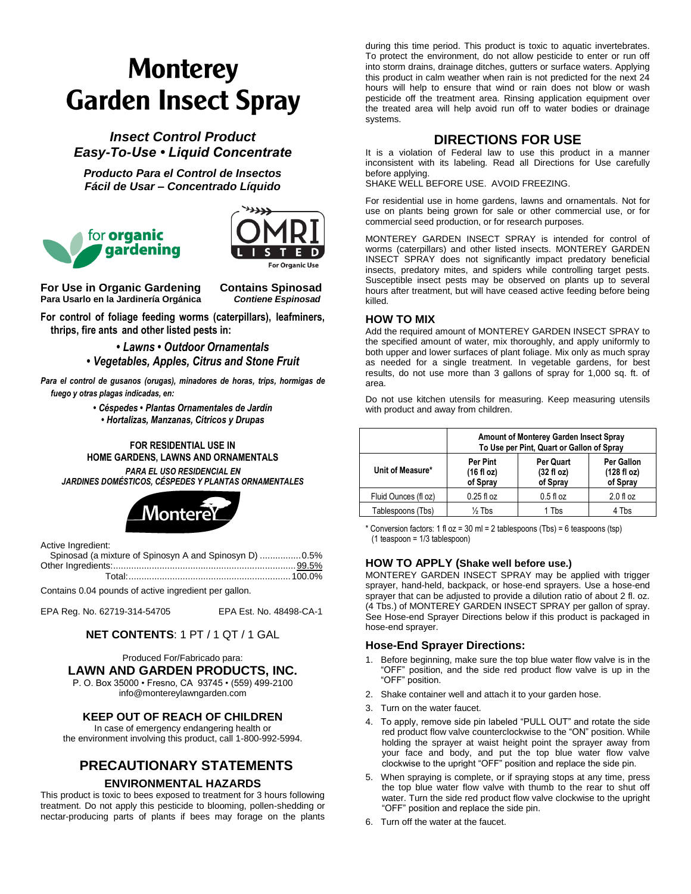# Monterey Garden Insect Spray

***Insect Control Product***
***Easy-To-Use • Liquid Concentrate***

***Producto Para el Control de Insectos***
***Fácil de Usar – Concentrado Líquido***

for **organic gardening**

OMRI LISTED For Organic Use

**For Use in Organic Gardening** — **Contains Spinosad**
**Para Usarlo en la Jardinería Orgánica** — ***Contiene Espinosad***

**For control of foliage feeding worms (caterpillars), leafminers, thrips, fire ants and other listed pests in:**

***• Lawns • Outdoor Ornamentals***
***• Vegetables, Apples, Citrus and Stone Fruit***

***Para el control de gusanos (orugas), minadores de horas, trips, hormigas de fuego y otras plagas indicadas, en:***

***• Céspedes • Plantas Ornamentales de Jardín***
***• Hortalizas, Manzanas, Cítricos y Drupas***

**FOR RESIDENTIAL USE IN HOME GARDENS, LAWNS AND ORNAMENTALS**

***PARA EL USO RESIDENCIAL EN JARDINES DOMÉSTICOS, CÉSPEDES Y PLANTAS ORNAMENTALES***

Monterey

Active Ingredient:
Spinosad (a mixture of Spinosyn A and Spinosyn D) ................0.5%
Other Ingredients:........................................................................99.5%
Total:..............................................................................100.0%

Contains 0.04 pounds of active ingredient per gallon.

EPA Reg. No. 62719-314-54705 — EPA Est. No. 48498-CA-1

**NET CONTENTS**: 1 PT / 1 QT / 1 GAL

Produced For/Fabricado para:
**LAWN AND GARDEN PRODUCTS, INC.**
P. O. Box 35000 • Fresno, CA 93745 • (559) 499-2100
info@montereylawngarden.com

## KEEP OUT OF REACH OF CHILDREN

In case of emergency endangering health or the environment involving this product, call 1-800-992-5994.

## PRECAUTIONARY STATEMENTS

### ENVIRONMENTAL HAZARDS

This product is toxic to bees exposed to treatment for 3 hours following treatment. Do not apply this pesticide to blooming, pollen-shedding or nectar-producing parts of plants if bees may forage on the plants during this time period. This product is toxic to aquatic invertebrates. To protect the environment, do not allow pesticide to enter or run off into storm drains, drainage ditches, gutters or surface waters. Applying this product in calm weather when rain is not predicted for the next 24 hours will help to ensure that wind or rain does not blow or wash pesticide off the treatment area. Rinsing application equipment over the treated area will help avoid run off to water bodies or drainage systems.

## DIRECTIONS FOR USE

It is a violation of Federal law to use this product in a manner inconsistent with its labeling. Read all Directions for Use carefully before applying.
SHAKE WELL BEFORE USE. AVOID FREEZING.

For residential use in home gardens, lawns and ornamentals. Not for use on plants being grown for sale or other commercial use, or for commercial seed production, or for research purposes.

MONTEREY GARDEN INSECT SPRAY is intended for control of worms (caterpillars) and other listed insects. MONTEREY GARDEN INSECT SPRAY does not significantly impact predatory beneficial insects, predatory mites, and spiders while controlling target pests. Susceptible insect pests may be observed on plants up to several hours after treatment, but will have ceased active feeding before being killed.

### HOW TO MIX

Add the required amount of MONTEREY GARDEN INSECT SPRAY to the specified amount of water, mix thoroughly, and apply uniformly to both upper and lower surfaces of plant foliage. Mix only as much spray as needed for a single treatment. In vegetable gardens, for best results, do not use more than 3 gallons of spray for 1,000 sq. ft. of area.

Do not use kitchen utensils for measuring. Keep measuring utensils with product and away from children.

| | Amount of Monterey Garden Insect Spray To Use per Pint, Quart or Gallon of Spray | | |
|---|---|---|---|
| Unit of Measure* | Per Pint (16 fl oz) of Spray | Per Quart (32 fl oz) of Spray | Per Gallon (128 fl oz) of Spray |
| Fluid Ounces (fl oz) | 0.25 fl oz | 0.5 fl oz | 2.0 fl oz |
| Tablespoons (Tbs) | ½ Tbs | 1 Tbs | 4 Tbs |

\* Conversion factors: 1 fl oz = 30 ml = 2 tablespoons (Tbs) = 6 teaspoons (tsp) (1 teaspoon = 1/3 tablespoon)

### HOW TO APPLY (Shake well before use.)

MONTEREY GARDEN INSECT SPRAY may be applied with trigger sprayer, hand-held, backpack, or hose-end sprayers. Use a hose-end sprayer that can be adjusted to provide a dilution ratio of about 2 fl. oz. (4 Tbs.) of MONTEREY GARDEN INSECT SPRAY per gallon of spray. See Hose-end Sprayer Directions below if this product is packaged in hose-end sprayer.

### Hose-End Sprayer Directions:

1. Before beginning, make sure the top blue water flow valve is in the "OFF" position, and the side red product flow valve is up in the "OFF" position.
2. Shake container well and attach it to your garden hose.
3. Turn on the water faucet.
4. To apply, remove side pin labeled "PULL OUT" and rotate the side red product flow valve counterclockwise to the "ON" position. While holding the sprayer at waist height point the sprayer away from your face and body, and put the top blue water flow valve clockwise to the upright "OFF" position and replace the side pin.
5. When spraying is complete, or if spraying stops at any time, press the top blue water flow valve with thumb to the rear to shut off water. Turn the side red product flow valve clockwise to the upright "OFF" position and replace the side pin.
6. Turn off the water at the faucet.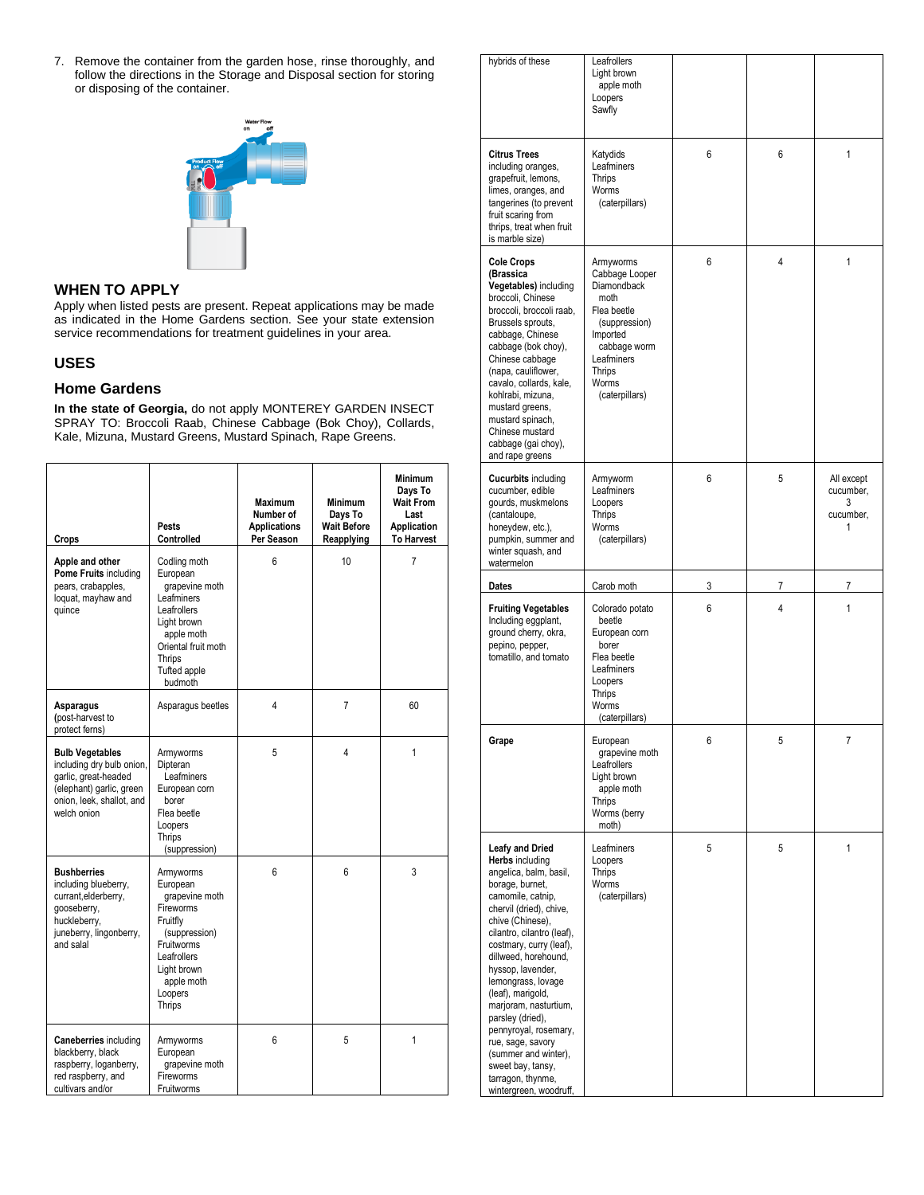7. Remove the container from the garden hose, rinse thoroughly, and follow the directions in the Storage and Disposal section for storing or disposing of the container.

## WHEN TO APPLY

Apply when listed pests are present. Repeat applications may be made as indicated in the Home Gardens section. See your state extension service recommendations for treatment guidelines in your area.

## USES

### Home Gardens

**In the state of Georgia,** do not apply MONTEREY GARDEN INSECT SPRAY TO: Broccoli Raab, Chinese Cabbage (Bok Choy), Collards, Kale, Mizuna, Mustard Greens, Mustard Spinach, Rape Greens.

| Crops | Pests Controlled | Maximum Number of Applications Per Season | Minimum Days To Wait Before Reapplying | Minimum Days To Wait From Last Application To Harvest |
|---|---|---|---|---|
| **Apple and other Pome Fruits** including pears, crabapples, loquat, mayhaw and quince | Codling moth, European grapevine moth, Leafminers, Leafrollers, Light brown apple moth, Oriental fruit moth, Thrips, Tufted apple budmoth | 6 | 10 | 7 |
| **Asparagus** (post-harvest to protect ferns) | Asparagus beetles | 4 | 7 | 60 |
| **Bulb Vegetables** including dry bulb onion, garlic, great-headed (elephant) garlic, green onion, leek, shallot, and welch onion | Armyworms, Dipteran Leafminers, European corn borer, Flea beetle, Loopers, Thrips (suppression) | 5 | 4 | 1 |
| **Bushberries** including blueberry, currant, elderberry, gooseberry, huckleberry, juneberry, lingonberry, and salal | Armyworms, European grapevine moth, Fireworms, Fruitfly (suppression), Fruitworms, Leafrollers, Light brown apple moth, Loopers, Thrips | 6 | 6 | 3 |
| **Caneberries** including blackberry, black raspberry, loganberry, red raspberry, and cultivars and/or hybrids of these | Armyworms, European grapevine moth, Fireworms, Fruitworms, Leafrollers, Light brown apple moth, Loopers, Sawfly | 6 | 5 | 1 |
| **Citrus Trees** including oranges, grapefruit, lemons, limes, oranges, and tangerines (to prevent fruit scaring from thrips, treat when fruit is marble size) | Katydids, Leafminers, Thrips, Worms (caterpillars) | 6 | 6 | 1 |
| **Cole Crops (Brassica Vegetables)** including broccoli, Chinese broccoli, broccoli raab, Brussels sprouts, cabbage, Chinese cabbage (bok choy), Chinese cabbage (napa, cauliflower, cavalo, collards, kale, kohlrabi, mizuna, mustard greens, mustard spinach, Chinese mustard cabbage (gai choy), and rape greens | Armyworms, Cabbage Looper, Diamondback moth, Flea beetle (suppression), Imported cabbage worm, Leafminers, Thrips, Worms (caterpillars) | 6 | 4 | 1 |
| **Cucurbits** including cucumber, edible gourds, muskmelons (cantaloupe, honeydew, etc.), pumpkin, summer and winter squash, and watermelon | Armyworm, Leafminers, Loopers, Thrips, Worms (caterpillars) | 6 | 5 | All except cucumber, 3; cucumber, 1 |
| **Dates** | Carob moth | 3 | 7 | 7 |
| **Fruiting Vegetables** Including eggplant, ground cherry, okra, pepino, pepper, tomatillo, and tomato | Colorado potato beetle, European corn borer, Flea beetle, Leafminers, Loopers, Thrips, Worms (caterpillars) | 6 | 4 | 1 |
| **Grape** | European grapevine moth, Leafrollers, Light brown apple moth, Thrips, Worms (berry moth) | 6 | 5 | 7 |
| **Leafy and Dried Herbs** including angelica, balm, basil, borage, burnet, camomile, catnip, chervil (dried), chive, chive (Chinese), cilantro, cilantro (leaf), costmary, curry (leaf), dillweed, horehound, hyssop, lavender, lemongrass, lovage (leaf), marigold, marjoram, nasturtium, parsley (dried), pennyroyal, rosemary, rue, sage, savory (summer and winter), sweet bay, tansy, tarragon, thynme, wintergreen, woodruff, | Leafminers, Loopers, Thrips, Worms (caterpillars) | 5 | 5 | 1 |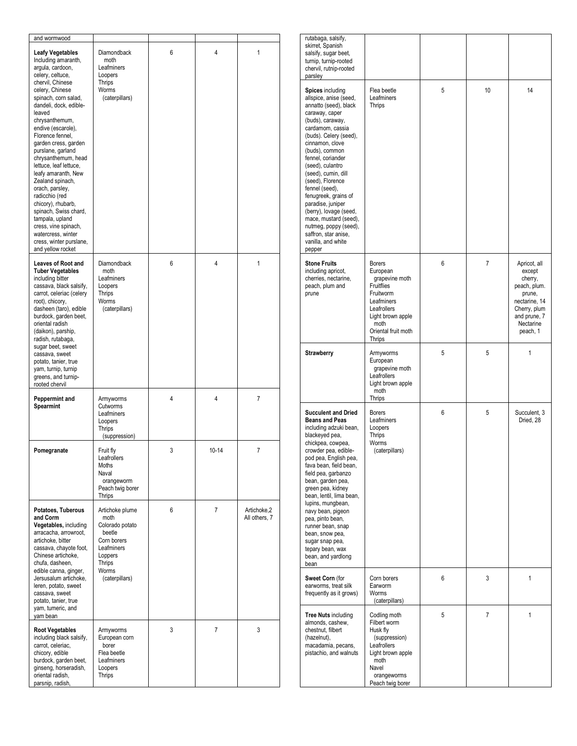| | | | | |
|---|---|---|---|---|
| and wormwood | | | | |
| **Leafy Vegetables** Including amaranth, argula, cardoon, celery, celtuce, chervil, Chinese celery, Chinese spinach, corn salad, dandeli, dock, edible-leaved chrysanthemum, endive (escarole), Florence fennel, garden cress, garden purslane, garland chrysanthemum, head lettuce, leaf lettuce, leafy amaranth, New Zealand spinach, orach, parsley, radicchio (red chicory), rhubarb, spinach, Swiss chard, tampala, upland cress, vine spinach, watercress, winter cress, winter purslane, and yellow rocket | Diamondback moth<br>Leafminers<br>Loopers<br>Thrips<br>Worms (caterpillars) | 6 | 4 | 1 |
| **Leaves of Root and Tuber Vegetables** including bitter cassava, black salsify, carrot, celeriac (celery root), chicory, dasheen (taro), edible burdock, garden beet, oriental radish (daikon), parship, radish, rutabaga, sugar beet, sweet cassava, sweet potato, tanier, true yam, turnip, turnip greens, and turnip-rooted chervil | Diamondback moth<br>Leafminers<br>Loopers<br>Thrips<br>Worms (caterpillars) | 6 | 4 | 1 |
| **Peppermint and Spearmint** | Armyworms<br>Cutworms<br>Leafminers<br>Loopers<br>Thrips (suppression) | 4 | 4 | 7 |
| **Pomegranate** | Fruit fly<br>Leafrollers<br>Moths<br>Naval orangeworm<br>Peach twig borer<br>Thrips | 3 | 10-14 | 7 |
| **Potatoes, Tuberous and Corm Vegetables,** including arracacha, arrowroot, artichoke, bitter cassava, chayote foot, Chinese artichoke, chufa, dasheen, edible canna, ginger, Jersusalum artichoke, leren, potato, sweet cassava, sweet potato, tanier, true yam, tumeric, and yam bean | Artichoke plume moth<br>Colorado potato beetle<br>Corn borers<br>Leafminers<br>Loppers<br>Thrips<br>Worms (caterpillars) | 6 | 7 | Artichoke,2<br>All others, 7 |
| **Root Vegetables** including black salsify, carrot, celeriac, chicory, edible burdock, garden beet, ginseng, horseradish, oriental radish, parsnip, radish, rutabaga, salsify, skirret, Spanish salsify, sugar beet, turnip, turnip-rooted chervil, rutnip-rooted parsley | Armyworms<br>European corn borer<br>Flea beetle<br>Leafminers<br>Loopers<br>Thrips | 3 | 7 | 3 |
| **Spices** including allspice, anise (seed, annatto (seed), black caraway, caper (buds), caraway, cardamom, cassia (buds). Celery (seed), cinnamon, clove (buds), common fennel, coriander (seed), culantro (seed), cumin, dill (seed), Florence fennel (seed), fenugreek, grains of paradise, juniper (berry), lovage (seed, mace, mustard (seed), nutmeg, poppy (seed), saffron, star anise, vanilla, and white pepper | Flea beetle<br>Leafminers<br>Thrips | 5 | 10 | 14 |
| **Stone Fruits** including apricot, cherries, nectarine, peach, plum and prune | Borers<br>European grapevine moth<br>Fruitflies<br>Fruitworm<br>Leafminers<br>Leafrollers<br>Light brown apple moth<br>Oriental fruit moth<br>Thrips | 6 | 7 | Apricot, all except cherry, peach, plum. prune, nectarine, 14<br>Cherry, plum and prune, 7<br>Nectarine peach, 1 |
| **Strawberry** | Armyworms<br>European grapevine moth<br>Leafrollers<br>Light brown apple moth<br>Thrips | 5 | 5 | 1 |
| **Succulent and Dried Beans and Peas** including adzuki bean, blackeyed pea, chickpea, cowpea, crowder pea, edible-pod pea, English pea, fava bean, field bean, field pea, garbanzo bean, garden pea, green pea, kidney bean, lentil, lima bean, lupins, mungbean, navy bean, pigeon pea, pinto bean, runner bean, snap bean, snow pea, sugar snap pea, tepary bean, wax bean, and yardlong bean | Borers<br>Leafminers<br>Loopers<br>Thrips<br>Worms (caterpillars) | 6 | 5 | Succulent, 3<br>Dried, 28 |
| **Sweet Corn** (for earworms, treat silk frequently as it grows) | Corn borers<br>Earworm<br>Worms (caterpillars) | 6 | 3 | 1 |
| **Tree Nuts** including almonds, cashew, chestnut, filbert (hazelnut), macadamia, pecans, pistachio, and walnuts | Codling moth<br>Filbert worm<br>Husk fly (suppression)<br>Leafrollers<br>Light brown apple moth<br>Navel orangeworms<br>Peach twig borer | 5 | 7 | 1 |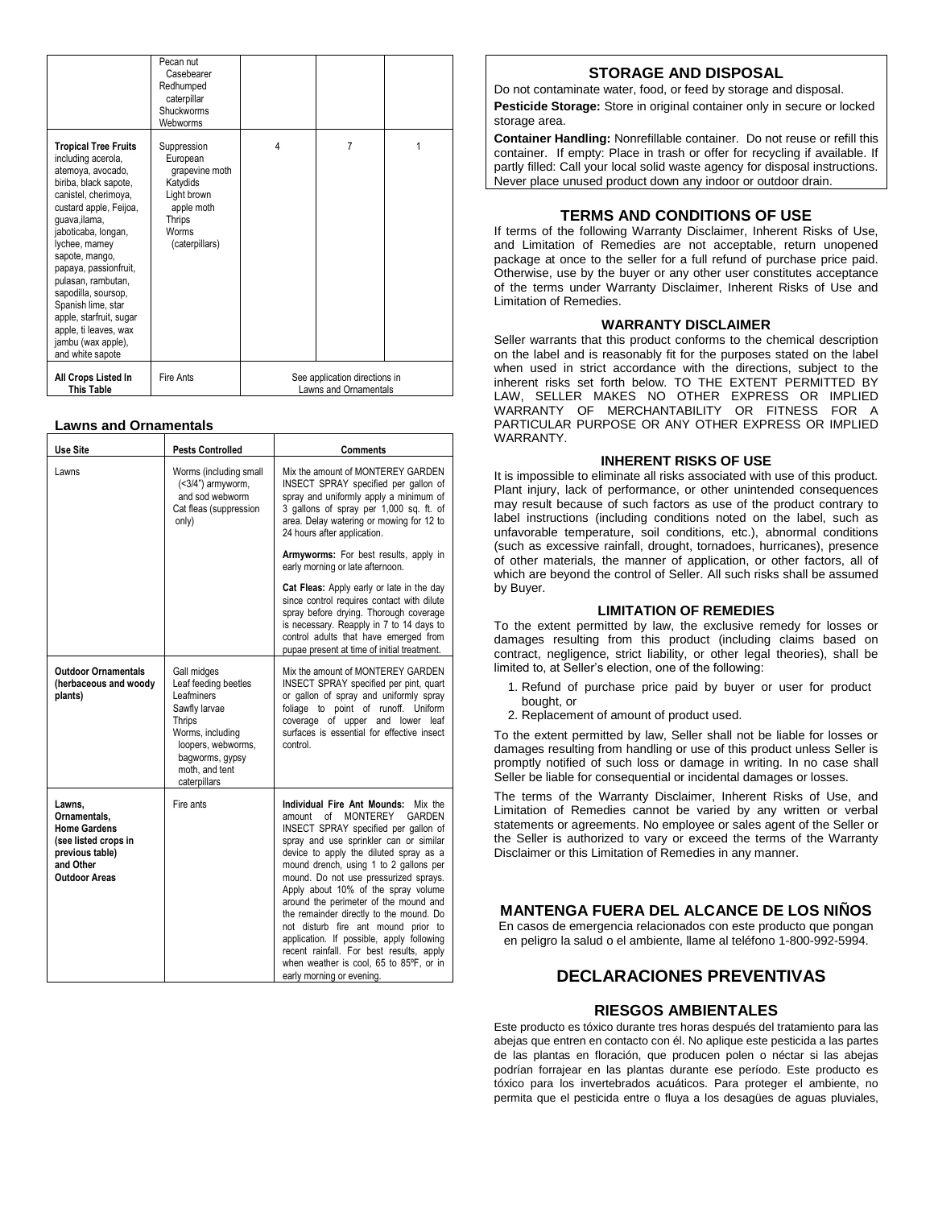| | Pecan nut Casebearer Redhumped caterpillar Shuckworms Webworms | | | |
|---|---|---|---|---|
| **Tropical Tree Fruits** including acerola, atemoya, avocado, biriba, black sapote, canistel, cherimoya, custard apple, Feijoa, guava,ilama, jaboticaba, longan, lychee, mamey sapote, mango, papaya, passionfruit, pulasan, rambutan, sapodilla, soursop, Spanish lime, star apple, starfruit, sugar apple, ti leaves, wax jambu (wax apple), and white sapote | Suppression European grapevine moth Katydids Light brown apple moth Thrips Worms (caterpillars) | 4 | 7 | 1 |
| **All Crops Listed In This Table** | Fire Ants | See application directions in Lawns and Ornamentals | | |

### Lawns and Ornamentals

| Use Site | Pests Controlled | Comments |
|---|---|---|
| Lawns | Worms (including small (<3/4") armyworm, and sod webworm Cat fleas (suppression only) | Mix the amount of MONTEREY GARDEN INSECT SPRAY specified per gallon of spray and uniformly apply a minimum of 3 gallons of spray per 1,000 sq. ft. of area. Delay watering or mowing for 12 to 24 hours after application.<br><br>**Armyworms:** For best results, apply in early morning or late afternoon.<br><br>**Cat Fleas:** Apply early or late in the day since control requires contact with dilute spray before drying. Thorough coverage is necessary. Reapply in 7 to 14 days to control adults that have emerged from pupae present at time of initial treatment. |
| **Outdoor Ornamentals (herbaceous and woody plants)** | Gall midges Leaf feeding beetles Leafminers Sawfly larvae Thrips Worms, including loopers, webworms, bagworms, gypsy moth, and tent caterpillars | Mix the amount of MONTEREY GARDEN INSECT SPRAY specified per pint, quart or gallon of spray and uniformly spray foliage to point of runoff. Uniform coverage of upper and lower leaf surfaces is essential for effective insect control. |
| **Lawns, Ornamentals, Home Gardens (see listed crops in previous table) and Other Outdoor Areas** | Fire ants | **Individual Fire Ant Mounds:** Mix the amount of MONTEREY GARDEN INSECT SPRAY specified per gallon of spray and use sprinkler can or similar device to apply the diluted spray as a mound drench, using 1 to 2 gallons per mound. Do not use pressurized sprays. Apply about 10% of the spray volume around the perimeter of the mound and the remainder directly to the mound. Do not disturb fire ant mound prior to application. If possible, apply following recent rainfall. For best results, apply when weather is cool, 65 to 85ºF, or in early morning or evening. |

## STORAGE AND DISPOSAL

Do not contaminate water, food, or feed by storage and disposal.

**Pesticide Storage:** Store in original container only in secure or locked storage area.

**Container Handling:** Nonrefillable container. Do not reuse or refill this container. If empty: Place in trash or offer for recycling if available. If partly filled: Call your local solid waste agency for disposal instructions. Never place unused product down any indoor or outdoor drain.

## TERMS AND CONDITIONS OF USE

If terms of the following Warranty Disclaimer, Inherent Risks of Use, and Limitation of Remedies are not acceptable, return unopened package at once to the seller for a full refund of purchase price paid. Otherwise, use by the buyer or any other user constitutes acceptance of the terms under Warranty Disclaimer, Inherent Risks of Use and Limitation of Remedies.

### WARRANTY DISCLAIMER

Seller warrants that this product conforms to the chemical description on the label and is reasonably fit for the purposes stated on the label when used in strict accordance with the directions, subject to the inherent risks set forth below. TO THE EXTENT PERMITTED BY LAW, SELLER MAKES NO OTHER EXPRESS OR IMPLIED WARRANTY OF MERCHANTABILITY OR FITNESS FOR A PARTICULAR PURPOSE OR ANY OTHER EXPRESS OR IMPLIED WARRANTY.

### INHERENT RISKS OF USE

It is impossible to eliminate all risks associated with use of this product. Plant injury, lack of performance, or other unintended consequences may result because of such factors as use of the product contrary to label instructions (including conditions noted on the label, such as unfavorable temperature, soil conditions, etc.), abnormal conditions (such as excessive rainfall, drought, tornadoes, hurricanes), presence of other materials, the manner of application, or other factors, all of which are beyond the control of Seller. All such risks shall be assumed by Buyer.

### LIMITATION OF REMEDIES

To the extent permitted by law, the exclusive remedy for losses or damages resulting from this product (including claims based on contract, negligence, strict liability, or other legal theories), shall be limited to, at Seller's election, one of the following:

1. Refund of purchase price paid by buyer or user for product bought, or
2. Replacement of amount of product used.

To the extent permitted by law, Seller shall not be liable for losses or damages resulting from handling or use of this product unless Seller is promptly notified of such loss or damage in writing. In no case shall Seller be liable for consequential or incidental damages or losses.

The terms of the Warranty Disclaimer, Inherent Risks of Use, and Limitation of Remedies cannot be varied by any written or verbal statements or agreements. No employee or sales agent of the Seller or the Seller is authorized to vary or exceed the terms of the Warranty Disclaimer or this Limitation of Remedies in any manner.

## MANTENGA FUERA DEL ALCANCE DE LOS NIÑOS

En casos de emergencia relacionados con este producto que pongan en peligro la salud o el ambiente, llame al teléfono 1-800-992-5994.

## DECLARACIONES PREVENTIVAS

### RIESGOS AMBIENTALES

Este producto es tóxico durante tres horas después del tratamiento para las abejas que entren en contacto con él. No aplique este pesticida a las partes de las plantas en floración, que producen polen o néctar si las abejas podrían forrajear en las plantas durante ese período. Este producto es tóxico para los invertebrados acuáticos. Para proteger el ambiente, no permita que el pesticida entre o fluya a los desagües de aguas pluviales,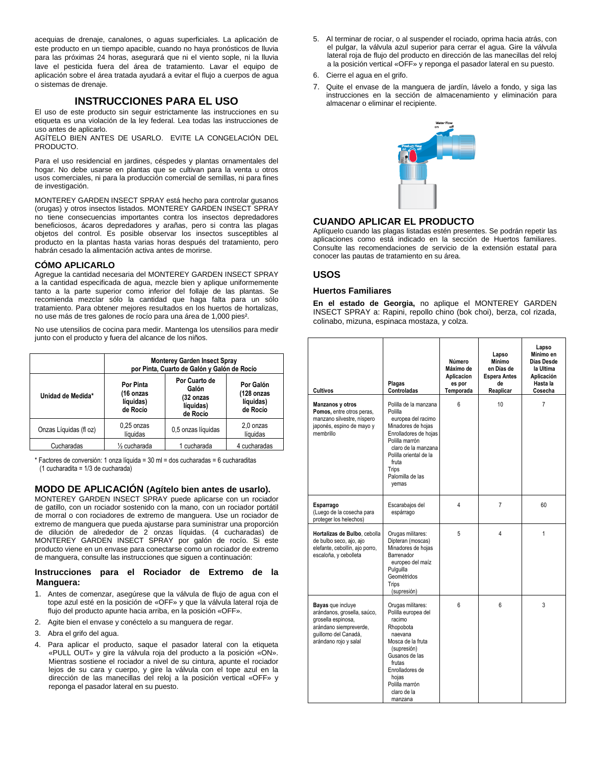acequias de drenaje, canalones, o aguas superficiales. La aplicación de este producto en un tiempo apacible, cuando no haya pronósticos de lluvia para las próximas 24 horas, asegurará que ni el viento sople, ni la lluvia lave el pesticida fuera del área de tratamiento. Lavar el equipo de aplicación sobre el área tratada ayudará a evitar el flujo a cuerpos de agua o sistemas de drenaje.

## INSTRUCCIONES PARA EL USO

El uso de este producto sin seguir estrictamente las instrucciones en su etiqueta es una violación de la ley federal. Lea todas las instrucciones de uso antes de aplicarlo.
AGÍTELO BIEN ANTES DE USARLO. EVITE LA CONGELACIÓN DEL PRODUCTO.

Para el uso residencial en jardines, céspedes y plantas ornamentales del hogar. No debe usarse en plantas que se cultivan para la venta u otros usos comerciales, ni para la producción comercial de semillas, ni para fines de investigación.

MONTEREY GARDEN INSECT SPRAY está hecho para controlar gusanos (orugas) y otros insectos listados. MONTEREY GARDEN INSECT SPRAY no tiene consecuencias importantes contra los insectos depredadores beneficiosos, ácaros depredadores y arañas, pero si contra las plagas objetos del control. Es posible observar los insectos susceptibles al producto en la plantas hasta varias horas después del tratamiento, pero habrán cesado la alimentación activa antes de morirse.

### CÓMO APLICARLO

Agregue la cantidad necesaria del MONTEREY GARDEN INSECT SPRAY a la cantidad especificada de agua, mezcle bien y aplique uniformemente tanto a la parte superior como inferior del follaje de las plantas. Se recomienda mezclar sólo la cantidad que haga falta para un sólo tratamiento. Para obtener mejores resultados en los huertos de hortalizas, no use más de tres galones de rocío para una área de 1,000 pies².

No use utensilios de cocina para medir. Mantenga los utensilios para medir junto con el producto y fuera del alcance de los niños.

| | Monterey Garden Insect Spray por Pinta, Cuarto de Galón y Galón de Rocío | | |
|---|---|---|---|
| Unidad de Medida* | Por Pinta (16 onzas líquidas) de Rocío | Por Cuarto de Galón (32 onzas líquidas) de Rocío | Por Galón (128 onzas líquidas) de Rocío |
| Onzas Líquidas (fl oz) | 0,25 onzas líquidas | 0,5 onzas líquidas | 2,0 onzas líquidas |
| Cucharadas | ½ cucharada | 1 cucharada | 4 cucharadas |

\* Factores de conversión: 1 onza líquida = 30 ml = dos cucharadas = 6 cucharaditas (1 cucharadita = 1/3 de cucharada)

## MODO DE APLICACIÓN (Agítelo bien antes de usarlo).

MONTEREY GARDEN INSECT SPRAY puede aplicarse con un rociador de gatillo, con un rociador sostenido con la mano, con un rociador portátil de morral o con rociadores de extremo de manguera. Use un rociador de extremo de manguera que pueda ajustarse para suministrar una proporción de dilución de alrededor de 2 onzas líquidas. (4 cucharadas) de MONTEREY GARDEN INSECT SPRAY por galón de rocío. Si este producto viene en un envase para conectarse como un rociador de extremo de manguera, consulte las instrucciones que siguen a continuación:

### Instrucciones para el Rociador de Extremo de la Manguera:

1. Antes de comenzar, asegúrese que la válvula de flujo de agua con el tope azul esté en la posición de «OFF» y que la válvula lateral roja de flujo del producto apunte hacia arriba, en la posición «OFF».
2. Agite bien el envase y conéctelo a su manguera de regar.
3. Abra el grifo del agua.
4. Para aplicar el producto, saque el pasador lateral con la etiqueta «PULL OUT» y gire la válvula roja del producto a la posición «ON». Mientras sostiene el rociador a nivel de su cintura, apunte el rociador lejos de su cara y cuerpo, y gire la válvula con el tope azul en la dirección de las manecillas del reloj a la posición vertical «OFF» y reponga el pasador lateral en su puesto.
5. Al terminar de rociar, o al suspender el rociado, oprima hacia atrás, con el pulgar, la válvula azul superior para cerrar el agua. Gire la válvula lateral roja de flujo del producto en dirección de las manecillas del reloj a la posición vertical «OFF» y reponga el pasador lateral en su puesto.
6. Cierre el agua en el grifo.
7. Quite el envase de la manguera de jardín, lávelo a fondo, y siga las instrucciones en la sección de almacenamiento y eliminación para almacenar o eliminar el recipiente.

## CUANDO APLICAR EL PRODUCTO

Aplíquelo cuando las plagas listadas estén presentes. Se podrán repetir las aplicaciones como está indicado en la sección de Huertos familiares. Consulte las recomendaciones de servicio de la extensión estatal para conocer las pautas de tratamiento en su área.

## USOS

### Huertos Familiares

**En el estado de Georgia,** no aplique el MONTEREY GARDEN INSECT SPRAY a: Rapini, repollo chino (bok choi), berza, col rizada, colinabo, mizuna, espinaca mostaza, y colza.

| Cultivos | Plagas Controladas | Número Máximo de Aplicacion es por Temporada | Lapso Mínimo en Días de Espera Antes de Reaplicar | Lapso Mínimo en Días Desde la Ultima Aplicación Hasta la Cosecha |
|---|---|---|---|---|
| **Manzanos y otros Pomos,** entre otros peras, manzano silvestre, níspero japonés, espino de mayo y membrillo | Polilla de la manzana<br>Polilla europea del racimo<br>Minadores de hojas<br>Enrolladores de hojas<br>Polilla marrón claro de la manzana<br>Polilla oriental de la fruta<br>Trips<br>Palomilla de las yemas | 6 | 10 | 7 |
| **Esparrago** (Luego de la cosecha para proteger los helechos) | Escarabajos del espárrago | 4 | 7 | 60 |
| **Hortalizas de Bulbo,** cebolla de bulbo seco, ajo, ajo elefante, cebollín, ajo porro, escaloña, y cebolleta | Orugas militares:<br>Dipteran (moscas)<br>Minadores de hojas<br>Barrenador europeo del maíz<br>Pulguilla<br>Geométridos<br>Trips (supresión) | 5 | 4 | 1 |
| **Bayas** que incluye arándanos, grosella, saúco, grosella espinosa, arándano siempreverde, guillomo del Canadá, arándano rojo y salal | Orugas militares:<br>Polilla europea del racimo<br>Rhopobota naevana<br>Mosca de la fruta (supresión)<br>Gusanos de las frutas<br>Enrolladores de hojas<br>Polilla marrón claro de la manzana | 6 | 6 | 3 |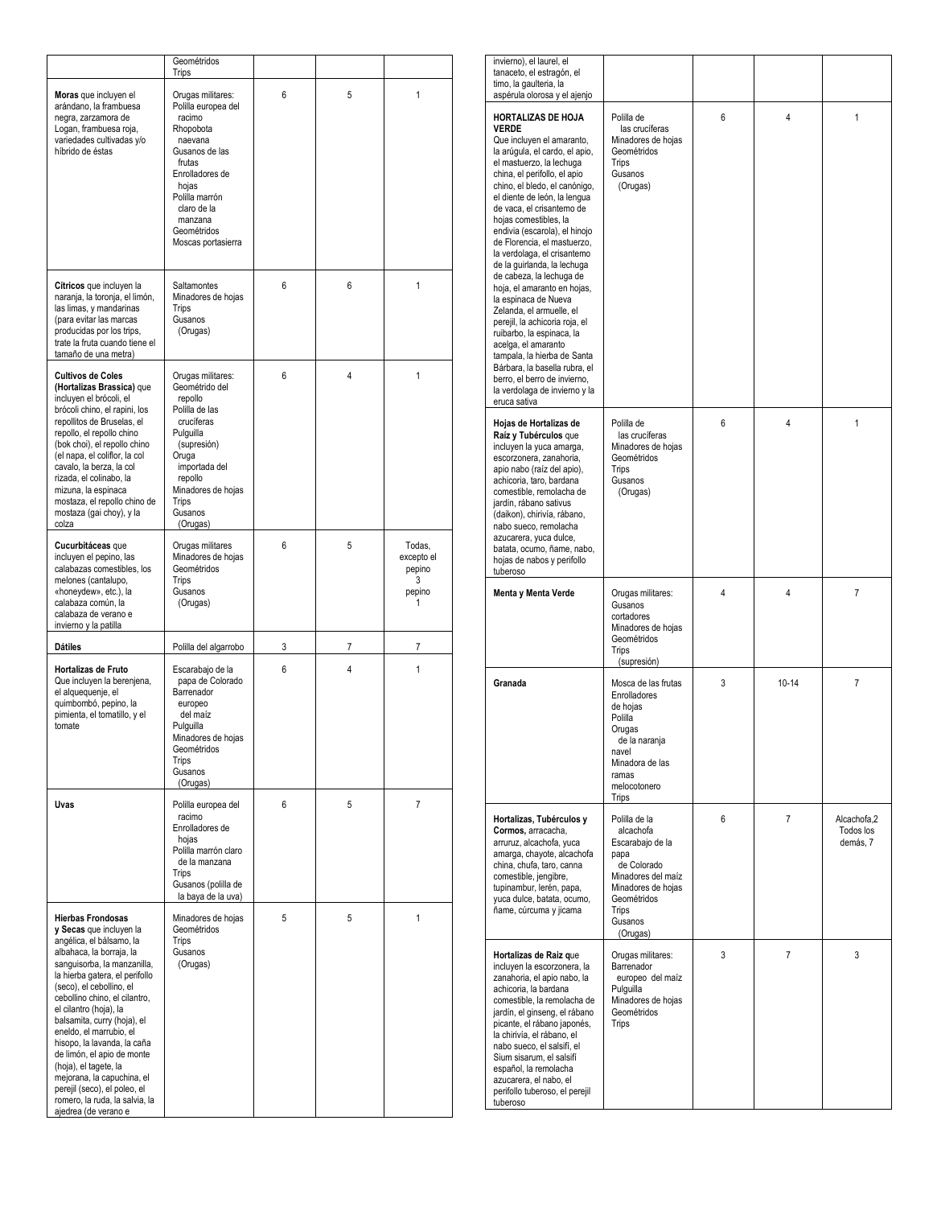| | | | | |
|---|---|---|---|---|
| | Geométridos Trips | | | |
| **Moras** que incluyen el arándano, la frambuesa negra, zarzamora de Logan, frambuesa roja, variedades cultivadas y/o híbrido de éstas | Orugas militares: Polilla europea del racimo Rhopobota naevana Gusanos de las frutas Enrolladores de hojas Polilla marrón claro de la manzana Geométridos Moscas portasierra | 6 | 5 | 1 |
| **Cítricos** que incluyen la naranja, la toronja, el limón, las limas, y mandarinas (para evitar las marcas producidas por los trips, trate la fruta cuando tiene el tamaño de una metra) | Saltamontes Minadores de hojas Trips Gusanos (Orugas) | 6 | 6 | 1 |
| **Cultivos de Coles (Hortalizas Brassica)** que incluyen el brócoli, el brócoli chino, el rapini, los repollitos de Bruselas, el repollo, el repollo chino (bok choi), el repollo chino (el napa, el coliflor, la col cavalo, la berza, la col rizada, el colinabo, la mizuna, la espinaca mostaza, el repollo chino de mostaza (gai choy), y la colza | Orugas militares: Geométrido del repollo Polilla de las crucíferas Pulguilla (supresión) Oruga importada del repollo Minadores de hojas Trips Gusanos (Orugas) | 6 | 4 | 1 |
| **Cucurbitáceas** que incluyen el pepino, las calabazas comestibles, los melones (cantalupo, «honeydew», etc.), la calabaza común, la calabaza de verano e invierno y la patilla | Orugas militares Minadores de hojas Geométridos Trips Gusanos (Orugas) | 6 | 5 | Todas, excepto el pepino 3 pepino 1 |
| **Dátiles** | Polilla del algarrobo | 3 | 7 | 7 |
| **Hortalizas de Fruto** Que incluyen la berenjena, el alquequenje, el quimbombó, pepino, la pimienta, el tomatillo, y el tomate | Escarabajo de la papa de Colorado Barrenador europeo del maíz Pulguilla Minadores de hojas Geométridos Trips Gusanos (Orugas) | 6 | 4 | 1 |
| **Uvas** | Polilla europea del racimo Enrolladores de hojas Polilla marrón claro de la manzana Trips Gusanos (polilla de la baya de la uva) | 6 | 5 | 7 |
| **Hierbas Frondosas y Secas** que incluyen la angélica, el bálsamo, la albahaca, la borraja, la sanguisorba, la manzanilla, la hierba gatera, el perifollo (seco), el cebollino, el cebollino chino, el cilantro, el cilantro (hoja), la balsamita, curry (hoja), el eneldo, el marrubio, el hisopo, la lavanda, la caña de limón, el apio de monte (hoja), el tagete, la mejorana, la capuchina, el perejil (seco), el poleo, el romero, la ruda, la salvia, la ajedrea (de verano e invierno), el laurel, el tanaceto, el estragón, el timo, la gaulteria, la aspérula olorosa y el ajenjo | Minadores de hojas Geométridos Trips Gusanos (Orugas) | 5 | 5 | 1 |
| **HORTALIZAS DE HOJA VERDE** Que incluyen el amaranto, la arúgula, el cardo, el apio, el mastuerzo, la lechuga china, el perifollo, el apio chino, el bledo, el canónigo, el diente de león, la lengua de vaca, el crisantemo de hojas comestibles, la endivia (escarola), el hinojo de Florencia, el mastuerzo, la verdolaga, el crisantemo de la guirlanda, la lechuga de cabeza, la lechuga de hoja, el amaranto en hojas, la espinaca de Nueva Zelanda, el armuelle, el perejil, la achicoria roja, el ruibarbo, la espinaca, la acelga, el amaranto tampala, la hierba de Santa Bárbara, la basella rubra, el berro, el berro de invierno, la verdolaga de invierno y la eruca sativa | Polilla de las crucíferas Minadores de hojas Geométridos Trips Gusanos (Orugas) | 6 | 4 | 1 |
| **Hojas de Hortalizas de Raíz y Tubérculos** que incluyen la yuca amarga, escorzonera, zanahoria, apio nabo (raíz del apio), achicoria, taro, bardana comestible, remolacha de jardín, rábano sativus (daikon), chirivía, rábano, nabo sueco, remolacha azucarera, yuca dulce, batata, ocumo, ñame, nabo, hojas de nabos y perifollo tuberoso | Polilla de las crucíferas Minadores de hojas Geométridos Trips Gusanos (Orugas) | 6 | 4 | 1 |
| **Menta y Menta Verde** | Orugas militares: Gusanos cortadores Minadores de hojas Geométridos Trips (supresión) | 4 | 4 | 7 |
| **Granada** | Mosca de las frutas Enrolladores de hojas Polilla Orugas de la naranja navel Minadora de las ramas melocotonero Trips | 3 | 10-14 | 7 |
| **Hortalizas, Tubérculos y Cormos,** arracacha, arruruz, alcachofa, yuca amarga, chayote, alcachofa china, chufa, taro, canna comestible, jengibre, tupinambur, lerén, papa, yuca dulce, batata, ocumo, ñame, cúrcuma y jicama | Polilla de la alcachofa Escarabajo de la papa de Colorado Minadores del maíz Minadores de hojas Geométridos Trips Gusanos (Orugas) | 6 | 7 | Alcachofa,2 Todos los demás, 7 |
| **Hortalizas de Raíz** que incluyen la escorzonera, la zanahoria, el apio nabo, la achicoria, la bardana comestible, la remolacha de jardín, el ginseng, el rábano picante, el rábano japonés, la chirivía, el rábano, el nabo sueco, el salsifí, el Sium sisarum, el salsifí español, la remolacha azucarera, el nabo, el perifollo tuberoso, el perejil tuberoso | Orugas militares: Barrenador europeo del maíz Pulguilla Minadores de hojas Geométridos Trips | 3 | 7 | 3 |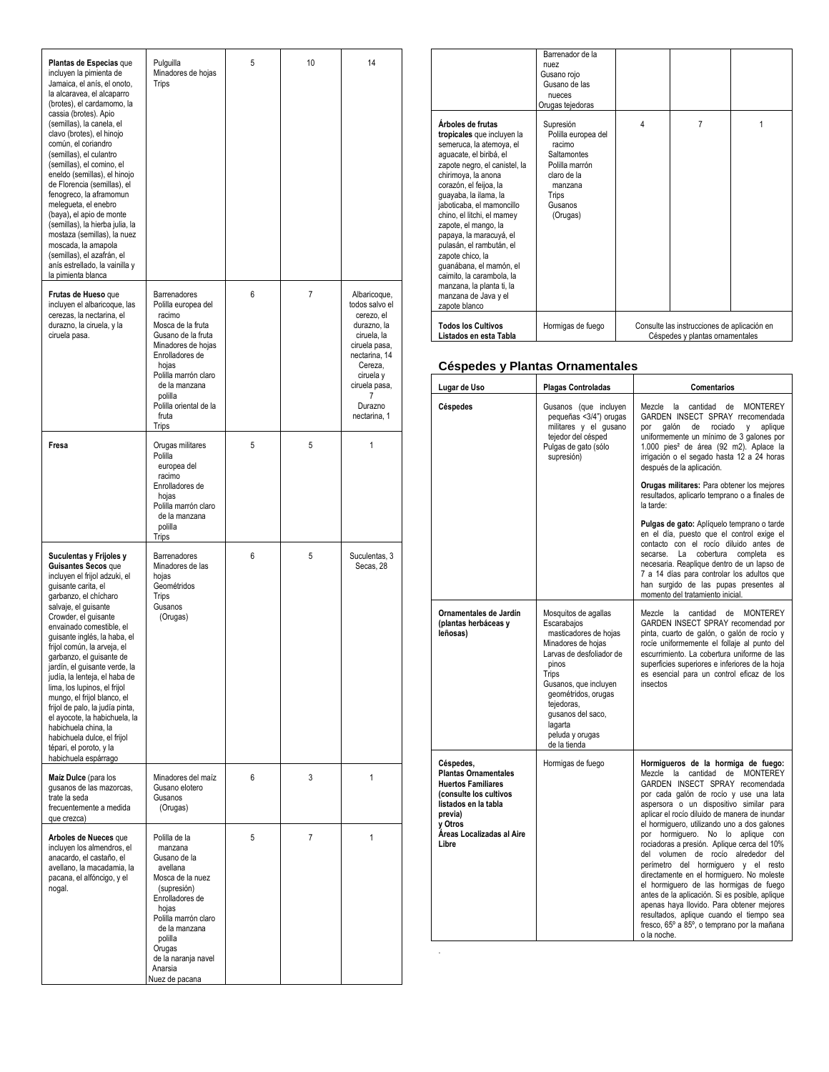| | | | | |
|---|---|---|---|---|
| **Plantas de Especias** que incluyen la pimienta de Jamaica, el anís, el onoto, la alcaravea, el alcaparro (brotes), el cardamomo, la cassia (brotes). Apio (semillas), la canela, el clavo (brotes), el hinojo común, el coriandro (semillas), el culantro (semillas), el comino, el eneldo (semillas), el hinojo de Florencia (semillas), el fenogreco, la aframomun melegueta, el enebro (baya), el apio de monte (semillas), la hierba julia, la mostaza (semillas), la nuez moscada, la amapola (semillas), el azafrán, el anís estrellado, la vainilla y la pimienta blanca | Pulguilla<br>Minadores de hojas<br>Trips | 5 | 10 | 14 |
| **Frutas de Hueso** que incluyen el albaricoque, las cerezas, la nectarina, el durazno, la ciruela, y la ciruela pasa. | Barrenadores<br>Polilla europea del racimo<br>Mosca de la fruta<br>Gusano de la fruta<br>Minadores de hojas<br>Enrolladores de hojas<br>Polilla marrón claro de la manzana polilla<br>Polilla oriental de la fruta<br>Trips | 6 | 7 | Albaricoque, todos salvo el cerezo, el durazno, la ciruela, la ciruela pasa, nectarina, 14<br>Cereza, ciruela y ciruela pasa, 7<br>Durazno nectarina, 1 |
| **Fresa** | Orugas militares<br>Polilla europea del racimo<br>Enrolladores de hojas<br>Polilla marrón claro de la manzana polilla<br>Trips | 5 | 5 | 1 |
| **Suculentas y Frijoles y Guisantes Secos** que incluyen el frijol adzuki, el guisante carita, el garbanzo, el chícharo salvaje, el guisante Crowder, el guisante envainado comestible, el guisante inglés, la haba, el frijol común, la arveja, el garbanzo, el guisante de jardín, el guisante verde, la judía, la lenteja, el haba de lima, los lupinos, el frijol mungo, el frijol blanco, el frijol de palo, la judía pinta, el ayocote, la habichuela, la habichuela china, la habichuela dulce, el frijol tépari, el poroto, y la habichuela espárrago | Barrenadores<br>Minadores de las hojas<br>Geométridos<br>Trips<br>Gusanos (Orugas) | 6 | 5 | Suculentas, 3<br>Secas, 28 |
| **Maíz Dulce** (para los gusanos de las mazorcas, trate la seda frecuentemente a medida que crezca) | Minadores del maíz<br>Gusano elotero<br>Gusanos (Orugas) | 6 | 3 | 1 |
| **Arboles de Nueces** que incluyen los almendros, el anacardo, el castaño, el avellano, la macadamia, la pacana, el alfóncigo, y el nogal. | Polilla de la manzana<br>Gusano de la avellana<br>Mosca de la nuez (supresión)<br>Enrolladores de hojas<br>Polilla marrón claro de la manzana polilla<br>Orugas de la naranja navel<br>Anarsia<br>Nuez de pacana<br>Barrenador de la nuez<br>Gusano rojo<br>Gusano de las nueces<br>Orugas tejedoras | 5 | 7 | 1 |
| **Árboles de frutas tropicales** que incluyen la semeruca, la atemoya, el aguacate, el biribá, el zapote negro, el canistel, la chirimoya, la anona corazón, el feijoa, la guayaba, la ilama, la jaboticaba, el mamoncillo chino, el litchi, el mamey zapote, el mango, la papaya, la maracuyá, el pulasán, el rambután, el zapote chico, la guanábana, el mamón, el caimito, la carambola, la manzana, la planta ti, la manzana de Java y el zapote blanco | Supresión<br>Polilla europea del racimo<br>Saltamontes<br>Polilla marrón claro de la manzana<br>Trips<br>Gusanos (Orugas) | 4 | 7 | 1 |
| **Todos Los Cultivos Listados en esta Tabla** | Hormigas de fuego | Consulte las instrucciones de aplicación en Céspedes y plantas ornamentales | | |

## Céspedes y Plantas Ornamentales

| Lugar de Uso | Plagas Controladas | Comentarios |
|---|---|---|
| **Céspedes** | Gusanos (que incluyen pequeñas <3/4") orugas militares y el gusano tejedor del césped<br>Pulgas de gato (sólo supresión) | Mezcle la cantidad de MONTEREY GARDEN INSECT SPRAY rrecomendada por galón de rociado y aplique uniformemente un mínimo de 3 galones por 1.000 pies² de área (92 m2). Aplace la irrigación o el segado hasta 12 a 24 horas después de la aplicación.<br>**Orugas militares:** Para obtener los mejores resultados, aplicarlo temprano o a finales de la tarde:<br>**Pulgas de gato:** Aplíquelo temprano o tarde en el día, puesto que el control exige el contacto con el rocío diluido antes de secarse. La cobertura completa es necesaria. Reaplique dentro de un lapso de 7 a 14 días para controlar los adultos que han surgido de las pupas presentes al momento del tratamiento inicial. |
| **Ornamentales de Jardín (plantas herbáceas y leñosas)** | Mosquitos de agallas<br>Escarabajos masticadores de hojas<br>Minadores de hojas<br>Larvas de desfoliador de pinos<br>Trips<br>Gusanos, que incluyen geométridos, orugas tejedoras, gusanos del saco, lagarta peluda y orugas de la tienda | Mezcle la cantidad de MONTEREY GARDEN INSECT SPRAY recomendad por pinta, cuarto de galón, o galón de rocío y rocíe uniformemente el follaje al punto del escurrimiento. La cobertura uniforme de las superficies superiores e inferiores de la hoja es esencial para un control eficaz de los insectos |
| **Céspedes, Plantas Ornamentales Huertos Familiares (consulte los cultivos listados en la tabla previa) y Otros Áreas Localizadas al Aire Libre** | Hormigas de fuego | **Hormigueros de la hormiga de fuego:** Mezcle la cantidad de MONTEREY GARDEN INSECT SPRAY recomendada por cada galón de rocío y use una lata aspersora o un dispositivo similar para aplicar el rocío diluido de manera de inundar el hormiguero, utilizando uno a dos galones por hormiguero. No lo aplique con rociadoras a presión. Aplique cerca del 10% del volumen de rocío alrededor del perímetro del hormiguero y el resto directamente en el hormiguero. No moleste el hormiguero de las hormigas de fuego antes de la aplicación. Si es posible, aplique apenas haya llovido. Para obtener mejores resultados, aplique cuando el tiempo sea fresco, 65º a 85º, o temprano por la mañana o la noche. |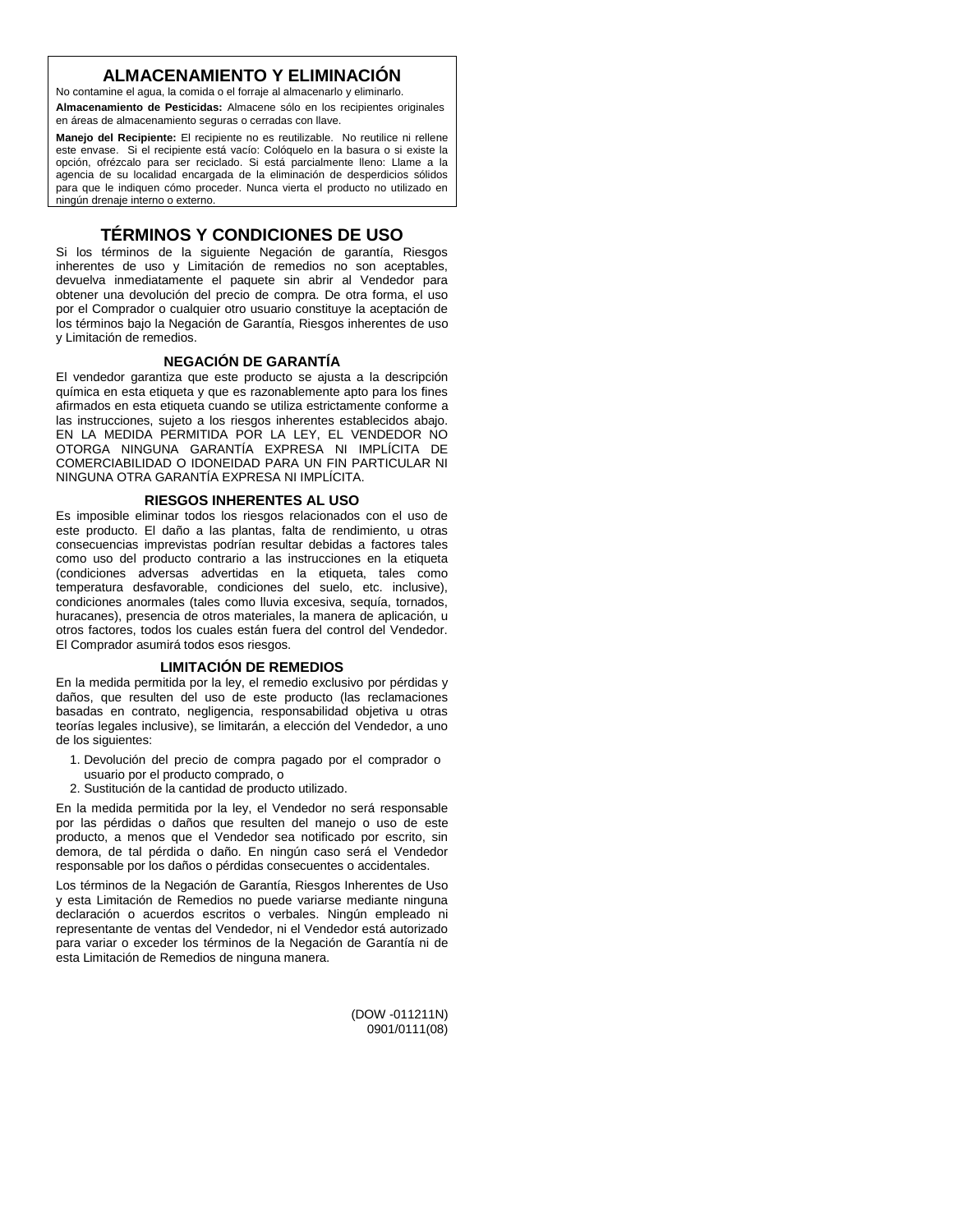## ALMACENAMIENTO Y ELIMINACIÓN

No contamine el agua, la comida o el forraje al almacenarlo y eliminarlo.

**Almacenamiento de Pesticidas:** Almacene sólo en los recipientes originales en áreas de almacenamiento seguras o cerradas con llave.

**Manejo del Recipiente:** El recipiente no es reutilizable. No reutilice ni rellene este envase. Si el recipiente está vacío: Colóquelo en la basura o si existe la opción, ofrézcalo para ser reciclado. Si está parcialmente lleno: Llame a la agencia de su localidad encargada de la eliminación de desperdicios sólidos para que le indiquen cómo proceder. Nunca vierta el producto no utilizado en ningún drenaje interno o externo.

## TÉRMINOS Y CONDICIONES DE USO

Si los términos de la siguiente Negación de garantía, Riesgos inherentes de uso y Limitación de remedios no son aceptables, devuelva inmediatamente el paquete sin abrir al Vendedor para obtener una devolución del precio de compra. De otra forma, el uso por el Comprador o cualquier otro usuario constituye la aceptación de los términos bajo la Negación de Garantía, Riesgos inherentes de uso y Limitación de remedios.

### NEGACIÓN DE GARANTÍA

El vendedor garantiza que este producto se ajusta a la descripción química en esta etiqueta y que es razonablemente apto para los fines afirmados en esta etiqueta cuando se utiliza estrictamente conforme a las instrucciones, sujeto a los riesgos inherentes establecidos abajo. EN LA MEDIDA PERMITIDA POR LA LEY, EL VENDEDOR NO OTORGA NINGUNA GARANTÍA EXPRESA NI IMPLÍCITA DE COMERCIABILIDAD O IDONEIDAD PARA UN FIN PARTICULAR NI NINGUNA OTRA GARANTÍA EXPRESA NI IMPLÍCITA.

### RIESGOS INHERENTES AL USO

Es imposible eliminar todos los riesgos relacionados con el uso de este producto. El daño a las plantas, falta de rendimiento, u otras consecuencias imprevistas podrían resultar debidas a factores tales como uso del producto contrario a las instrucciones en la etiqueta (condiciones adversas advertidas en la etiqueta, tales como temperatura desfavorable, condiciones del suelo, etc. inclusive), condiciones anormales (tales como lluvia excesiva, sequía, tornados, huracanes), presencia de otros materiales, la manera de aplicación, u otros factores, todos los cuales están fuera del control del Vendedor. El Comprador asumirá todos esos riesgos.

### LIMITACIÓN DE REMEDIOS

En la medida permitida por la ley, el remedio exclusivo por pérdidas y daños, que resulten del uso de este producto (las reclamaciones basadas en contrato, negligencia, responsabilidad objetiva u otras teorías legales inclusive), se limitarán, a elección del Vendedor, a uno de los siguientes:

1. Devolución del precio de compra pagado por el comprador o usuario por el producto comprado, o
2. Sustitución de la cantidad de producto utilizado.

En la medida permitida por la ley, el Vendedor no será responsable por las pérdidas o daños que resulten del manejo o uso de este producto, a menos que el Vendedor sea notificado por escrito, sin demora, de tal pérdida o daño. En ningún caso será el Vendedor responsable por los daños o pérdidas consecuentes o accidentales.

Los términos de la Negación de Garantía, Riesgos Inherentes de Uso y esta Limitación de Remedios no puede variarse mediante ninguna declaración o acuerdos escritos o verbales. Ningún empleado ni representante de ventas del Vendedor, ni el Vendedor está autorizado para variar o exceder los términos de la Negación de Garantía ni de esta Limitación de Remedios de ninguna manera.

(DOW -011211N)
0901/0111(08)